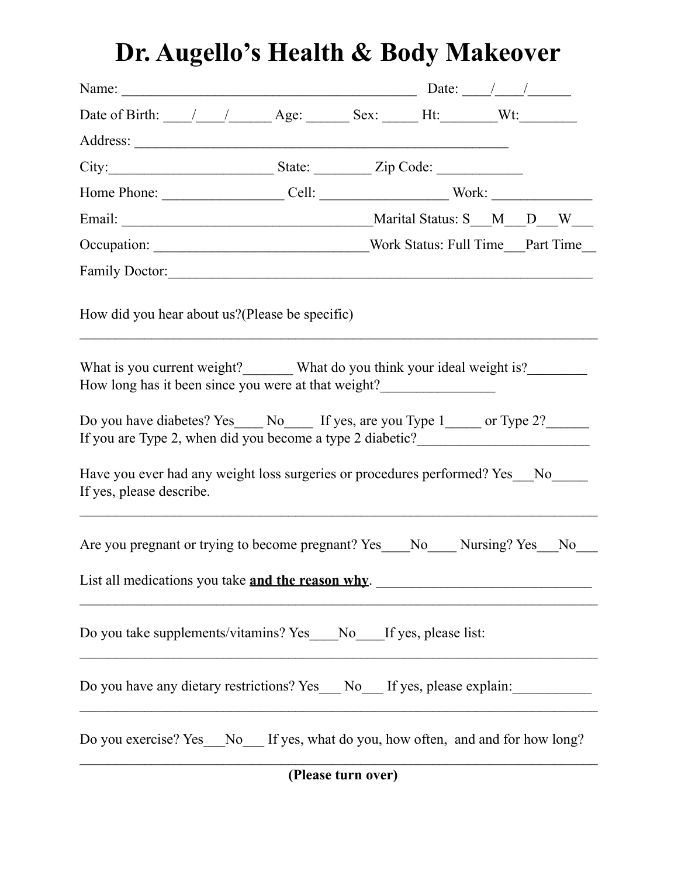# Dr. Augello's Health & Body Makeover

Name: _________________________________________ Date: ____/____/______

Date of Birth: ____/____/______ Age: ______ Sex: _____ Ht:________Wt:________

Address: _____________________________________________________

City:_______________________ State: ________ Zip Code: ____________

Home Phone: _________________ Cell: _________________ Work: ______________

Email: ___________________________________Marital Status: S___M___D___W___

Occupation: ______________________________Work Status: Full Time___Part Time__

Family Doctor:____________________________________________________________

How did you hear about us?(Please be specific)

___________________________________________________________________________

What is you current weight?_______ What do you think your ideal weight is?________
How long has it been since you were at that weight?________________

Do you have diabetes? Yes____ No____ If yes, are you Type 1_____ or Type 2?______
If you are Type 2, when did you become a type 2 diabetic?________________________

Have you ever had any weight loss surgeries or procedures performed? Yes___No_____
If yes, please describe.

___________________________________________________________________________

Are you pregnant or trying to become pregnant? Yes____No____ Nursing? Yes___No___

List all medications you take **and the reason why**. ______________________________

___________________________________________________________________________

Do you take supplements/vitamins? Yes____No____If yes, please list:

___________________________________________________________________________

Do you have any dietary restrictions? Yes___ No___ If yes, please explain:___________

___________________________________________________________________________

Do you exercise? Yes___No___ If yes, what do you, how often, and and for how long?

___________________________________________________________________________

**(Please turn over)**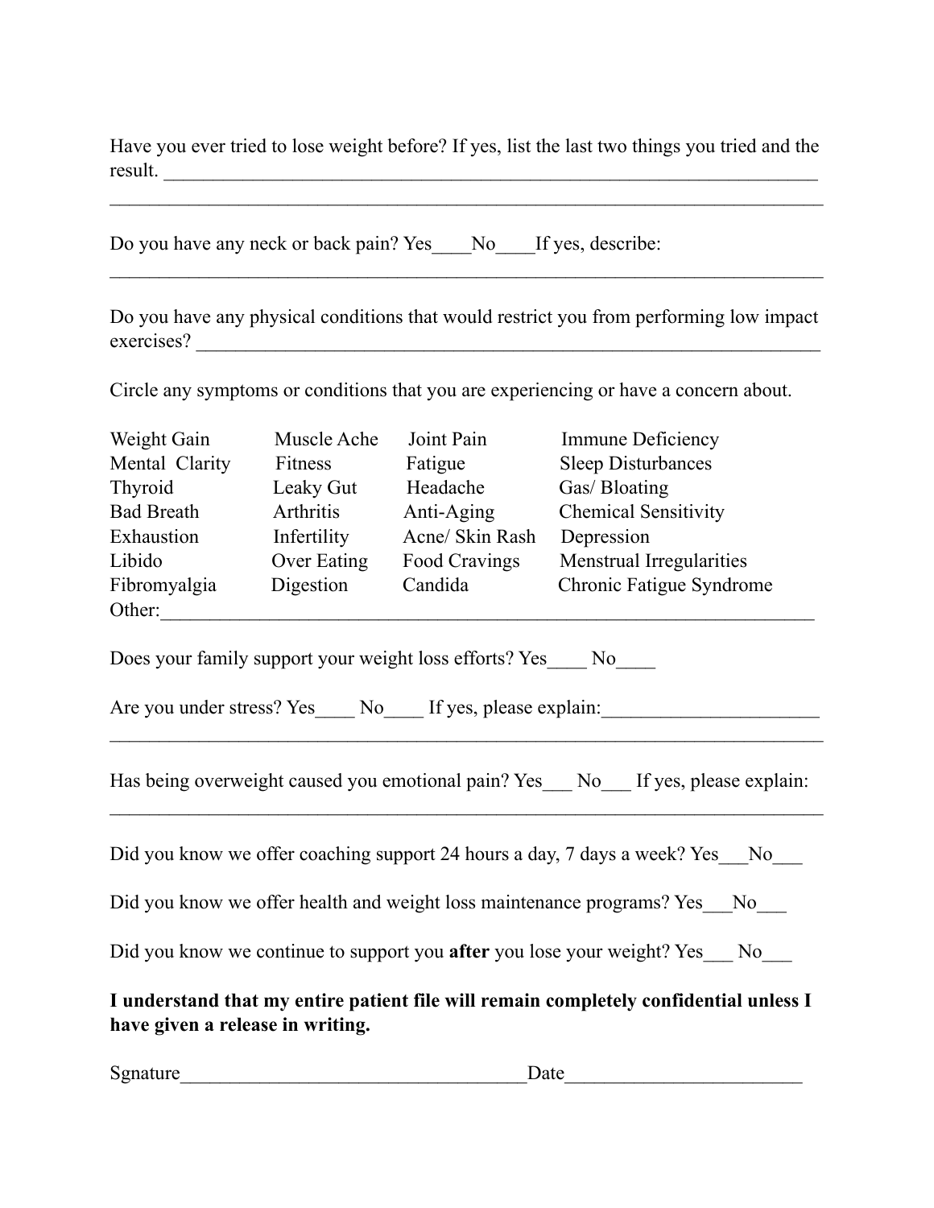Have you ever tried to lose weight before? If yes, list the last two things you tried and the result. ___________________________________________________________________
___________________________________________________________________________

Do you have any neck or back pain? Yes____No____If yes, describe:
___________________________________________________________________________

Do you have any physical conditions that would restrict you from performing low impact exercises? ______________________________________________________________

Circle any symptoms or conditions that you are experiencing or have a concern about.

| | | | |
|---|---|---|---|
| Weight Gain | Muscle Ache | Joint Pain | Immune Deficiency |
| Mental Clarity | Fitness | Fatigue | Sleep Disturbances |
| Thyroid | Leaky Gut | Headache | Gas/ Bloating |
| Bad Breath | Arthritis | Anti-Aging | Chemical Sensitivity |
| Exhaustion | Infertility | Acne/ Skin Rash | Depression |
| Libido | Over Eating | Food Cravings | Menstrual Irregularities |
| Fibromyalgia | Digestion | Candida | Chronic Fatigue Syndrome |

Other:_____________________________________________________________________

Does your family support your weight loss efforts? Yes____ No____

Are you under stress? Yes____ No____ If yes, please explain:______________________
___________________________________________________________________________

Has being overweight caused you emotional pain? Yes___ No___ If yes, please explain:
___________________________________________________________________________

Did you know we offer coaching support 24 hours a day, 7 days a week? Yes___No___

Did you know we offer health and weight loss maintenance programs? Yes___No___

Did you know we continue to support you **after** you lose your weight? Yes___ No___

**I understand that my entire patient file will remain completely confidential unless I have given a release in writing.**

Sgnature___________________________________Date_______________________